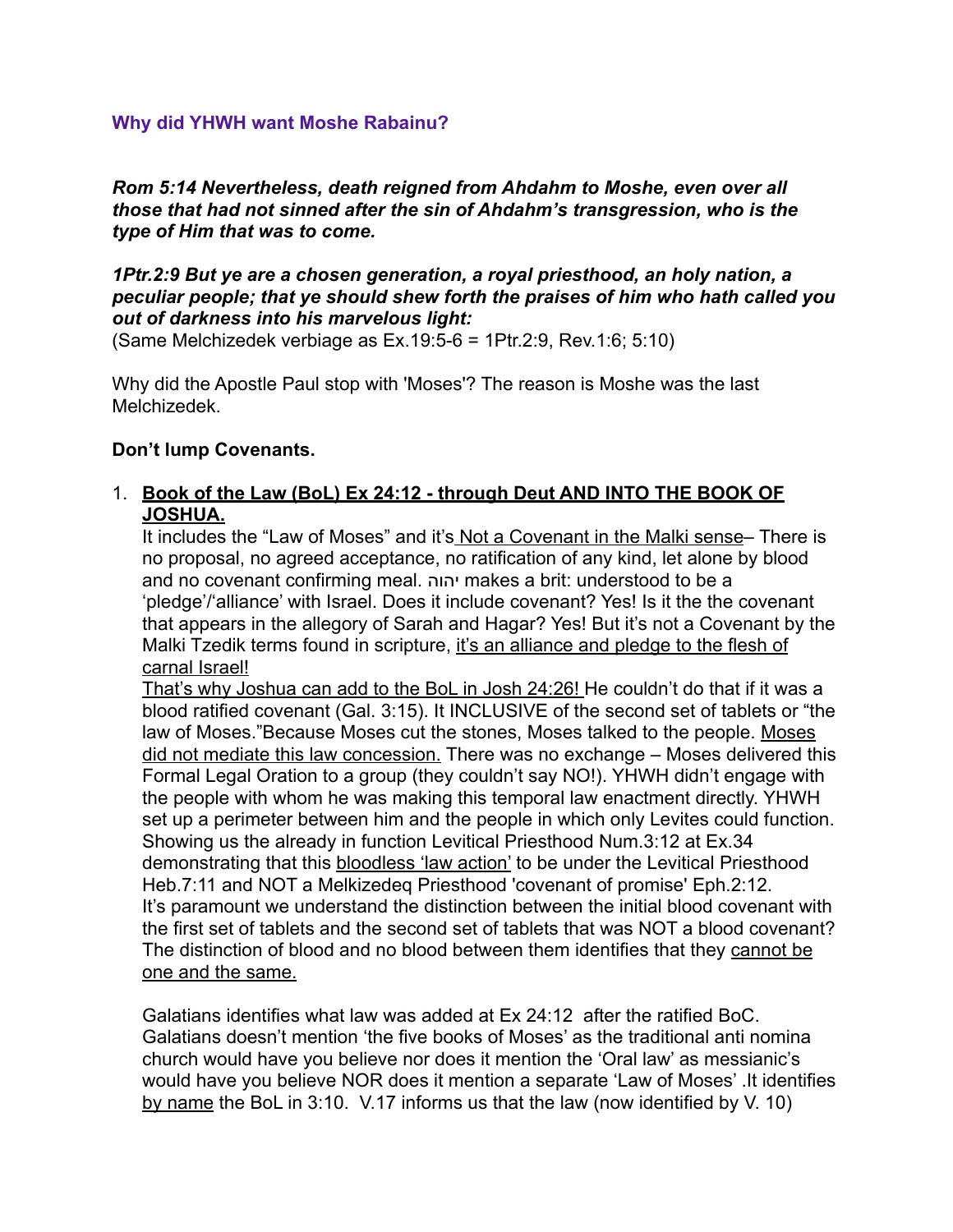### Why did YHWH want Moshe Rabainu?

***Rom 5:14 Nevertheless, death reigned from Ahdahm to Moshe, even over all those that had not sinned after the sin of Ahdahm's transgression, who is the type of Him that was to come.***

***1Ptr.2:9 But ye are a chosen generation, a royal priesthood, an holy nation, a peculiar people; that ye should shew forth the praises of him who hath called you out of darkness into his marvelous light:***
(Same Melchizedek verbiage as Ex.19:5-6 = 1Ptr.2:9, Rev.1:6; 5:10)

Why did the Apostle Paul stop with 'Moses'? The reason is Moshe was the last Melchizedek.

**Don't lump Covenants.**

1. **<u>Book of the Law (BoL) Ex 24:12 - through Deut AND INTO THE BOOK OF JOSHUA.</u>**
   It includes the "Law of Moses" and it's <u>Not a Covenant in the Malki sense</u>– There is no proposal, no agreed acceptance, no ratification of any kind, let alone by blood and no covenant confirming meal. יהוה makes a brit: understood to be a 'pledge'/'alliance' with Israel. Does it include covenant? Yes! Is it the the covenant that appears in the allegory of Sarah and Hagar? Yes! But it's not a Covenant by the Malki Tzedik terms found in scripture, <u>it's an alliance and pledge to the flesh of carnal Israel!</u>
   <u>That's why Joshua can add to the BoL in Josh 24:26!</u> He couldn't do that if it was a blood ratified covenant (Gal. 3:15). It INCLUSIVE of the second set of tablets or "the law of Moses."Because Moses cut the stones, Moses talked to the people. <u>Moses did not mediate this law concession.</u> There was no exchange – Moses delivered this Formal Legal Oration to a group (they couldn't say NO!). YHWH didn't engage with the people with whom he was making this temporal law enactment directly. YHWH set up a perimeter between him and the people in which only Levites could function. Showing us the already in function Levitical Priesthood Num.3:12 at Ex.34 demonstrating that this <u>bloodless 'law action'</u> to be under the Levitical Priesthood Heb.7:11 and NOT a Melkizedeq Priesthood 'covenant of promise' Eph.2:12.
   It's paramount we understand the distinction between the initial blood covenant with the first set of tablets and the second set of tablets that was NOT a blood covenant? The distinction of blood and no blood between them identifies that they <u>cannot be one and the same.</u>

   Galatians identifies what law was added at Ex 24:12 after the ratified BoC. Galatians doesn't mention 'the five books of Moses' as the traditional anti nomina church would have you believe nor does it mention the 'Oral law' as messianic's would have you believe NOR does it mention a separate 'Law of Moses' .It identifies <u>by name</u> the BoL in 3:10. V.17 informs us that the law (now identified by V. 10)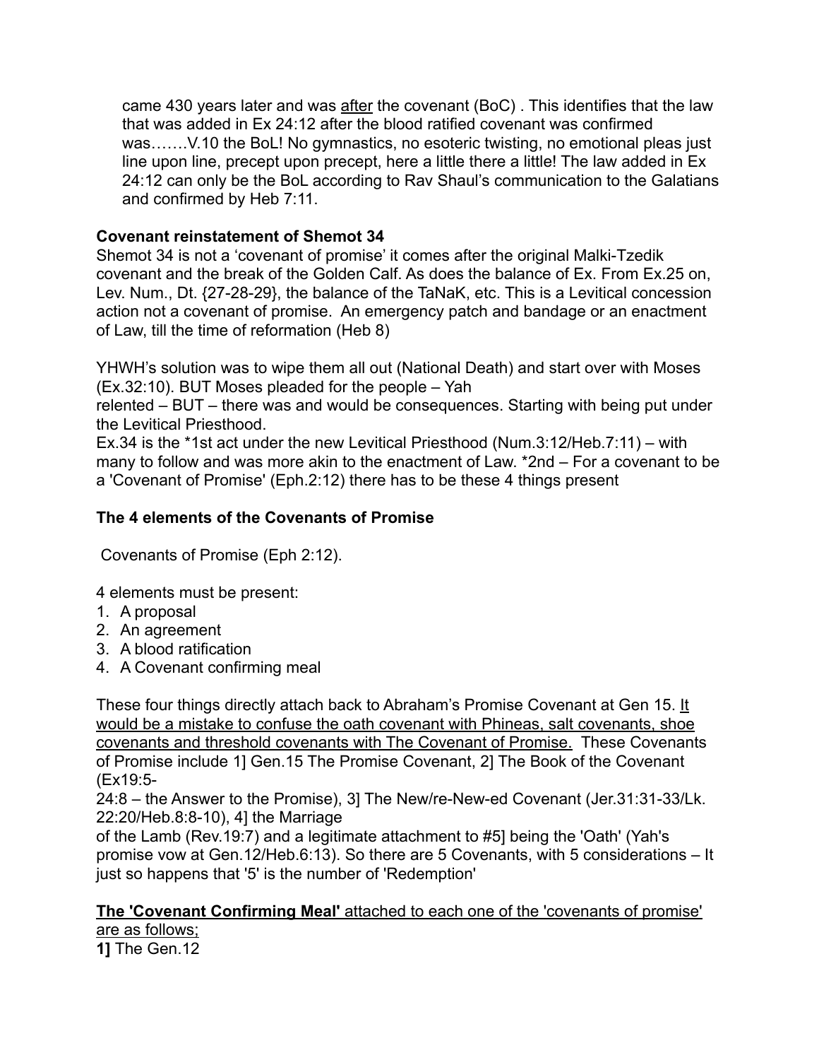came 430 years later and was <u>after</u> the covenant (BoC) . This identifies that the law that was added in Ex 24:12 after the blood ratified covenant was confirmed was…….V.10 the BoL! No gymnastics, no esoteric twisting, no emotional pleas just line upon line, precept upon precept, here a little there a little! The law added in Ex 24:12 can only be the BoL according to Rav Shaul's communication to the Galatians and confirmed by Heb 7:11.

**Covenant reinstatement of Shemot 34**

Shemot 34 is not a 'covenant of promise' it comes after the original Malki-Tzedik covenant and the break of the Golden Calf. As does the balance of Ex. From Ex.25 on, Lev. Num., Dt. {27-28-29}, the balance of the TaNaK, etc. This is a Levitical concession action not a covenant of promise. An emergency patch and bandage or an enactment of Law, till the time of reformation (Heb 8)

YHWH's solution was to wipe them all out (National Death) and start over with Moses (Ex.32:10). BUT Moses pleaded for the people – Yah relented – BUT – there was and would be consequences. Starting with being put under the Levitical Priesthood.

Ex.34 is the *1st act under the new Levitical Priesthood (Num.3:12/Heb.7:11) – with many to follow and was more akin to the enactment of Law. *2nd – For a covenant to be a 'Covenant of Promise' (Eph.2:12) there has to be these 4 things present

**The 4 elements of the Covenants of Promise**

Covenants of Promise (Eph 2:12).

4 elements must be present:

1. A proposal
2. An agreement
3. A blood ratification
4. A Covenant confirming meal

These four things directly attach back to Abraham's Promise Covenant at Gen 15. <u>It would be a mistake to confuse the oath covenant with Phineas, salt covenants, shoe covenants and threshold covenants with The Covenant of Promise.</u> These Covenants of Promise include 1] Gen.15 The Promise Covenant, 2] The Book of the Covenant (Ex19:5-24:8 – the Answer to the Promise), 3] The New/re-New-ed Covenant (Jer.31:31-33/Lk. 22:20/Heb.8:8-10), 4] the Marriage of the Lamb (Rev.19:7) and a legitimate attachment to #5] being the 'Oath' (Yah's promise vow at Gen.12/Heb.6:13). So there are 5 Covenants, with 5 considerations – It just so happens that '5' is the number of 'Redemption'

<u>**The 'Covenant Confirming Meal'** attached to each one of the 'covenants of promise' are as follows;</u>

**1]** The Gen.12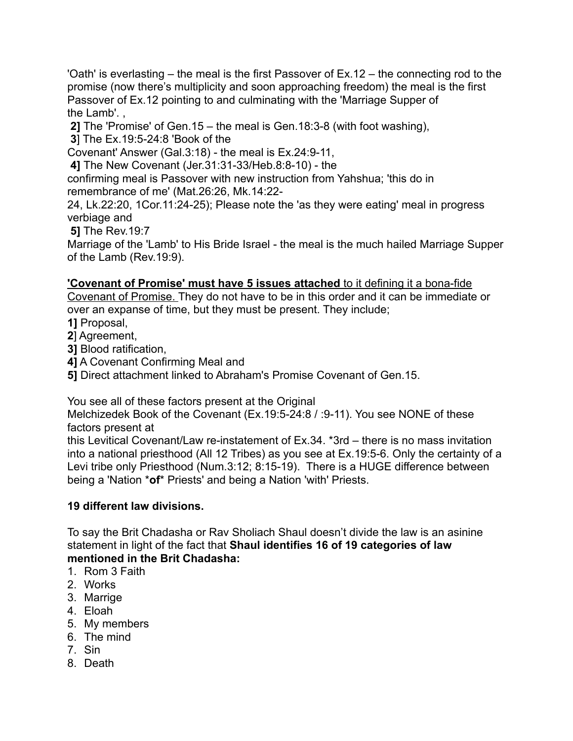'Oath' is everlasting – the meal is the first Passover of Ex.12 – the connecting rod to the promise (now there's multiplicity and soon approaching freedom) the meal is the first Passover of Ex.12 pointing to and culminating with the 'Marriage Supper of the Lamb'. ,

**2]** The 'Promise' of Gen.15 – the meal is Gen.18:3-8 (with foot washing),

**3**] The Ex.19:5-24:8 'Book of the Covenant' Answer (Gal.3:18) - the meal is Ex.24:9-11,

**4]** The New Covenant (Jer.31:31-33/Heb.8:8-10) - the confirming meal is Passover with new instruction from Yahshua; 'this do in remembrance of me' (Mat.26:26, Mk.14:22-24, Lk.22:20, 1Cor.11:24-25); Please note the 'as they were eating' meal in progress verbiage and

**5]** The Rev.19:7 Marriage of the 'Lamb' to His Bride Israel - the meal is the much hailed Marriage Supper of the Lamb (Rev.19:9).

<u>**'Covenant of Promise' must have 5 issues attached** to it defining it a bona-fide Covenant of Promise.</u> They do not have to be in this order and it can be immediate or over an expanse of time, but they must be present. They include;

**1]** Proposal,
**2**] Agreement,
**3]** Blood ratification,
**4]** A Covenant Confirming Meal and
**5]** Direct attachment linked to Abraham's Promise Covenant of Gen.15.

You see all of these factors present at the Original Melchizedek Book of the Covenant (Ex.19:5-24:8 / :9-11). You see NONE of these factors present at this Levitical Covenant/Law re-instatement of Ex.34. *3rd – there is no mass invitation into a national priesthood (All 12 Tribes) as you see at Ex.19:5-6. Only the certainty of a Levi tribe only Priesthood (Num.3:12; 8:15-19). There is a HUGE difference between being a 'Nation *\***of**\** Priests' and being a Nation 'with' Priests.

**19 different law divisions.**

To say the Brit Chadasha or Rav Sholiach Shaul doesn't divide the law is an asinine statement in light of the fact that **Shaul identifies 16 of 19 categories of law mentioned in the Brit Chadasha:**

1. Rom 3 Faith
2. Works
3. Marrige
4. Eloah
5. My members
6. The mind
7. Sin
8. Death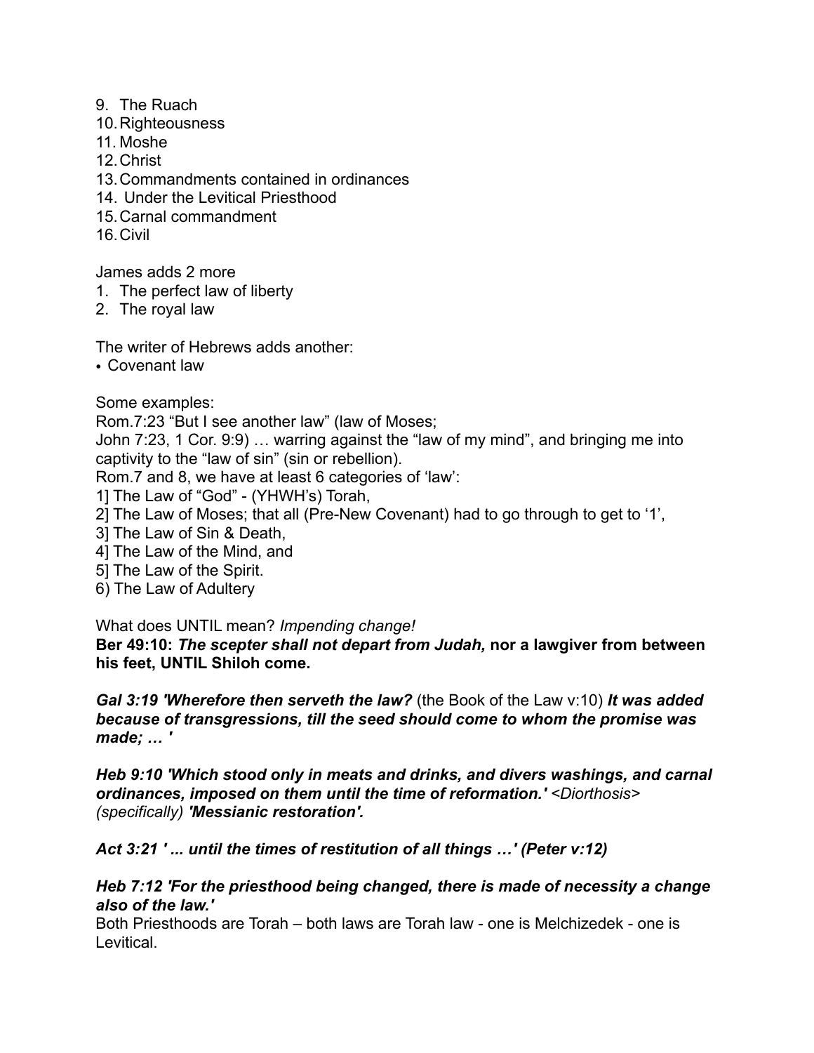9. The Ruach
10. Righteousness
11. Moshe
12. Christ
13. Commandments contained in ordinances
14. Under the Levitical Priesthood
15. Carnal commandment
16. Civil

James adds 2 more
1. The perfect law of liberty
2. The royal law

The writer of Hebrews adds another:
- Covenant law

Some examples:
Rom.7:23 “But I see another law” (law of Moses;
John 7:23, 1 Cor. 9:9) … warring against the “law of my mind”, and bringing me into captivity to the “law of sin” (sin or rebellion).
Rom.7 and 8, we have at least 6 categories of ‘law’:
1] The Law of “God” - (YHWH’s) Torah,
2] The Law of Moses; that all (Pre-New Covenant) had to go through to get to ‘1’,
3] The Law of Sin & Death,
4] The Law of the Mind, and
5] The Law of the Spirit.
6) The Law of Adultery

What does UNTIL mean? *Impending change!*
**Ber 49:10: *The scepter shall not depart from Judah,* nor a lawgiver from between his feet, UNTIL Shiloh come.**

***Gal 3:19 'Wherefore then serveth the law?*** (the Book of the Law v:10) ***It was added because of transgressions, till the seed should come to whom the promise was made; … '***

***Heb 9:10 'Which stood only in meats and drinks, and divers washings, and carnal ordinances, imposed on them until the time of reformation.'*** *<Diorthosis> (specifically)* ***'Messianic restoration'.***

***Act 3:21 ' ... until the times of restitution of all things …' (Peter v:12)***

***Heb 7:12 'For the priesthood being changed, there is made of necessity a change also of the law.'***
Both Priesthoods are Torah – both laws are Torah law - one is Melchizedek - one is Levitical.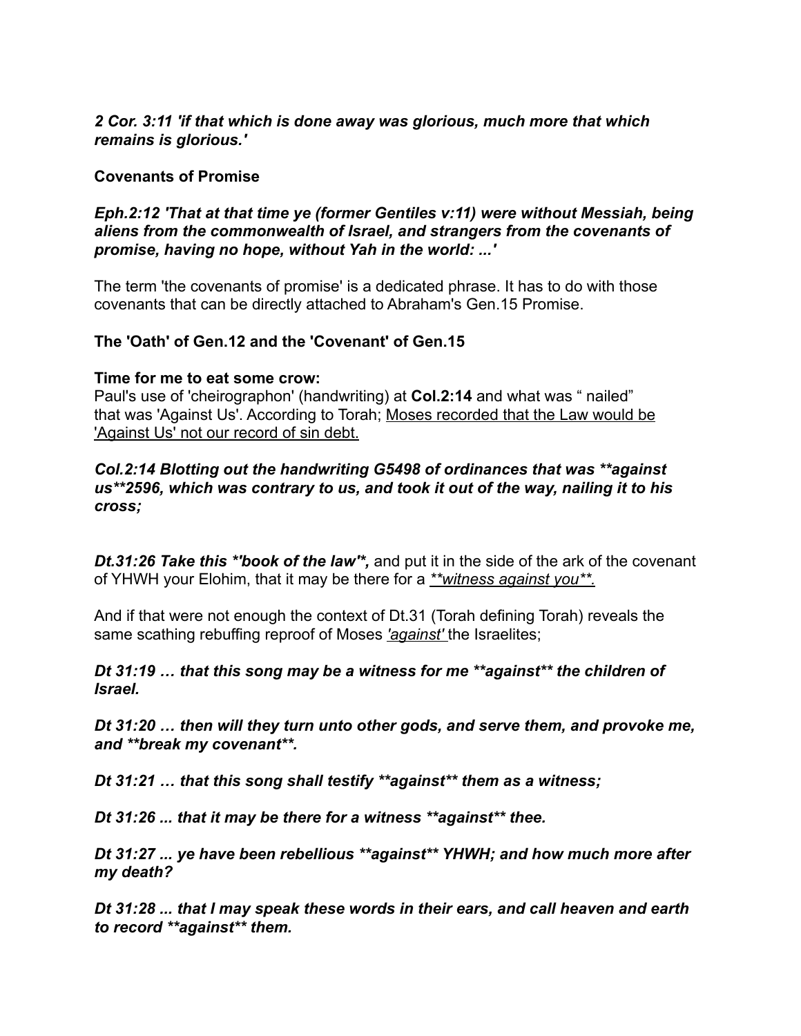***2 Cor. 3:11 'if that which is done away was glorious, much more that which remains is glorious.'***

**Covenants of Promise**

***Eph.2:12 'That at that time ye (former Gentiles v:11) were without Messiah, being aliens from the commonwealth of Israel, and strangers from the covenants of promise, having no hope, without Yah in the world: ...'***

The term 'the covenants of promise' is a dedicated phrase. It has to do with those covenants that can be directly attached to Abraham's Gen.15 Promise.

**The 'Oath' of Gen.12 and the 'Covenant' of Gen.15**

**Time for me to eat some crow:**
Paul's use of 'cheirographon' (handwriting) at **Col.2:14** and what was " nailed" that was 'Against Us'. According to Torah; <u>Moses recorded that the Law would be 'Against Us' not our record of sin debt.</u>

***Col.2:14 Blotting out the handwriting G5498 of ordinances that was **against us**2596, which was contrary to us, and took it out of the way, nailing it to his cross;***

***Dt.31:26 Take this *'book of the law'*,*** and put it in the side of the ark of the covenant of YHWH your Elohim, that it may be there for a <u>*\*\*witness against you\*\**</u>.

And if that were not enough the context of Dt.31 (Torah defining Torah) reveals the same scathing rebuffing reproof of Moses <u>*'against'*</u> the Israelites;

***Dt 31:19 … that this song may be a witness for me **against** the children of Israel.***

***Dt 31:20 … then will they turn unto other gods, and serve them, and provoke me, and **break my covenant**.***

***Dt 31:21 … that this song shall testify **against** them as a witness;***

***Dt 31:26 ... that it may be there for a witness **against** thee.***

***Dt 31:27 ... ye have been rebellious **against** YHWH; and how much more after my death?***

***Dt 31:28 ... that I may speak these words in their ears, and call heaven and earth to record **against** them.***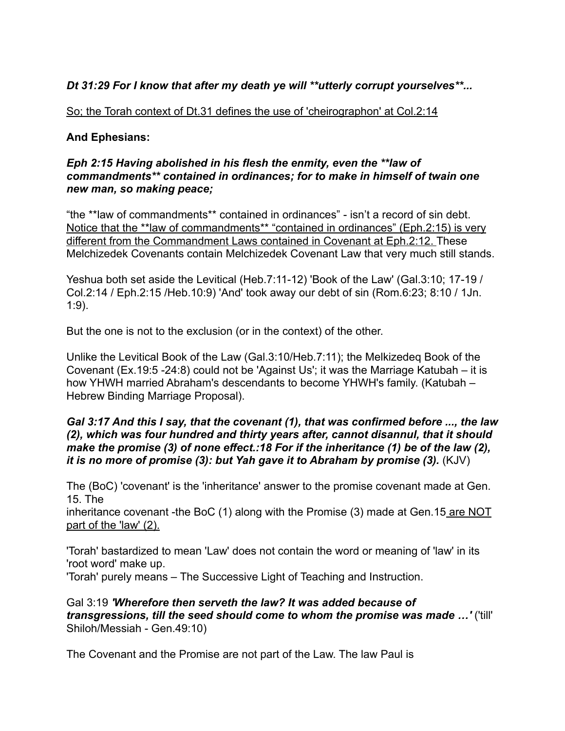***Dt 31:29 For I know that after my death ye will \*\*utterly corrupt yourselves\*\*...***

<u>So; the Torah context of Dt.31 defines the use of 'cheirographon' at Col.2:14</u>

**And Ephesians:**

***Eph 2:15 Having abolished in his flesh the enmity, even the \*\*law of commandments\*\* contained in ordinances; for to make in himself of twain one new man, so making peace;***

"the \*\*law of commandments\*\* contained in ordinances" - isn't a record of sin debt. <u>Notice that the \*\*law of commandments\*\* "contained in ordinances" (Eph.2:15) is very different from the Commandment Laws contained in Covenant at Eph.2:12.</u> These Melchizedek Covenants contain Melchizedek Covenant Law that very much still stands.

Yeshua both set aside the Levitical (Heb.7:11-12) 'Book of the Law' (Gal.3:10; 17-19 / Col.2:14 / Eph.2:15 /Heb.10:9) 'And' took away our debt of sin (Rom.6:23; 8:10 / 1Jn. 1:9).

But the one is not to the exclusion (or in the context) of the other.

Unlike the Levitical Book of the Law (Gal.3:10/Heb.7:11); the Melkizedeq Book of the Covenant (Ex.19:5 -24:8) could not be 'Against Us'; it was the Marriage Katubah – it is how YHWH married Abraham's descendants to become YHWH's family. (Katubah – Hebrew Binding Marriage Proposal).

***Gal 3:17 And this I say, that the covenant (1), that was confirmed before ..., the law (2), which was four hundred and thirty years after, cannot disannul, that it should make the promise (3) of none effect.:18 For if the inheritance (1) be of the law (2), it is no more of promise (3): but Yah gave it to Abraham by promise (3).*** (KJV)

The (BoC) 'covenant' is the 'inheritance' answer to the promise covenant made at Gen. 15. The inheritance covenant -the BoC (1) along with the Promise (3) made at Gen.15 <u>are NOT part of the 'law' (2).</u>

'Torah' bastardized to mean 'Law' does not contain the word or meaning of 'law' in its 'root word' make up.
'Torah' purely means – The Successive Light of Teaching and Instruction.

Gal 3:19 ***'Wherefore then serveth the law? It was added because of transgressions, till the seed should come to whom the promise was made …'*** ('till' Shiloh/Messiah - Gen.49:10)

The Covenant and the Promise are not part of the Law. The law Paul is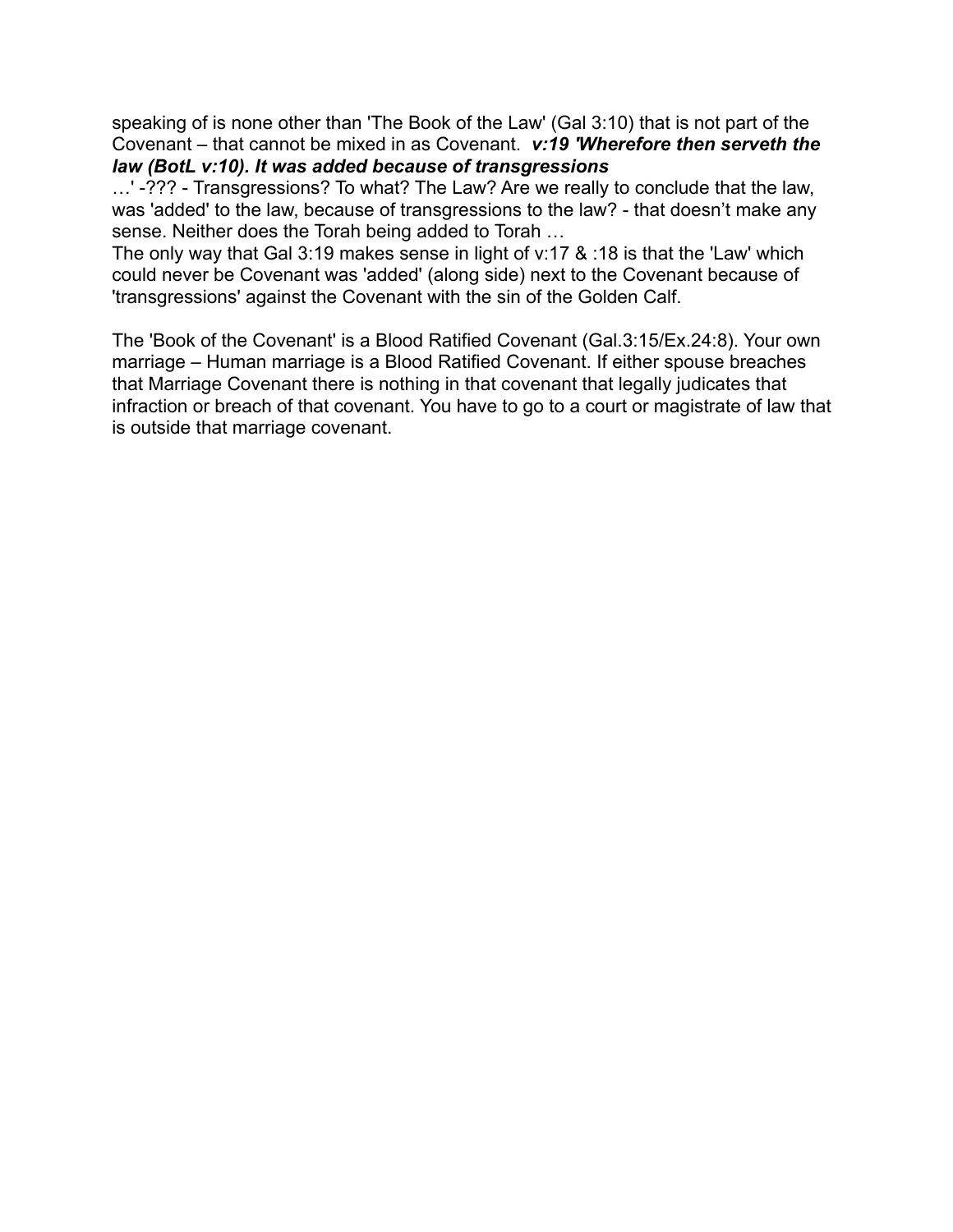speaking of is none other than 'The Book of the Law' (Gal 3:10) that is not part of the Covenant – that cannot be mixed in as Covenant. ***v:19 'Wherefore then serveth the law (BotL v:10). It was added because of transgressions***

…' -??? - Transgressions? To what? The Law? Are we really to conclude that the law, was 'added' to the law, because of transgressions to the law? - that doesn't make any sense. Neither does the Torah being added to Torah …

The only way that Gal 3:19 makes sense in light of v:17 & :18 is that the 'Law' which could never be Covenant was 'added' (along side) next to the Covenant because of 'transgressions' against the Covenant with the sin of the Golden Calf.

The 'Book of the Covenant' is a Blood Ratified Covenant (Gal.3:15/Ex.24:8). Your own marriage – Human marriage is a Blood Ratified Covenant. If either spouse breaches that Marriage Covenant there is nothing in that covenant that legally judicates that infraction or breach of that covenant. You have to go to a court or magistrate of law that is outside that marriage covenant.